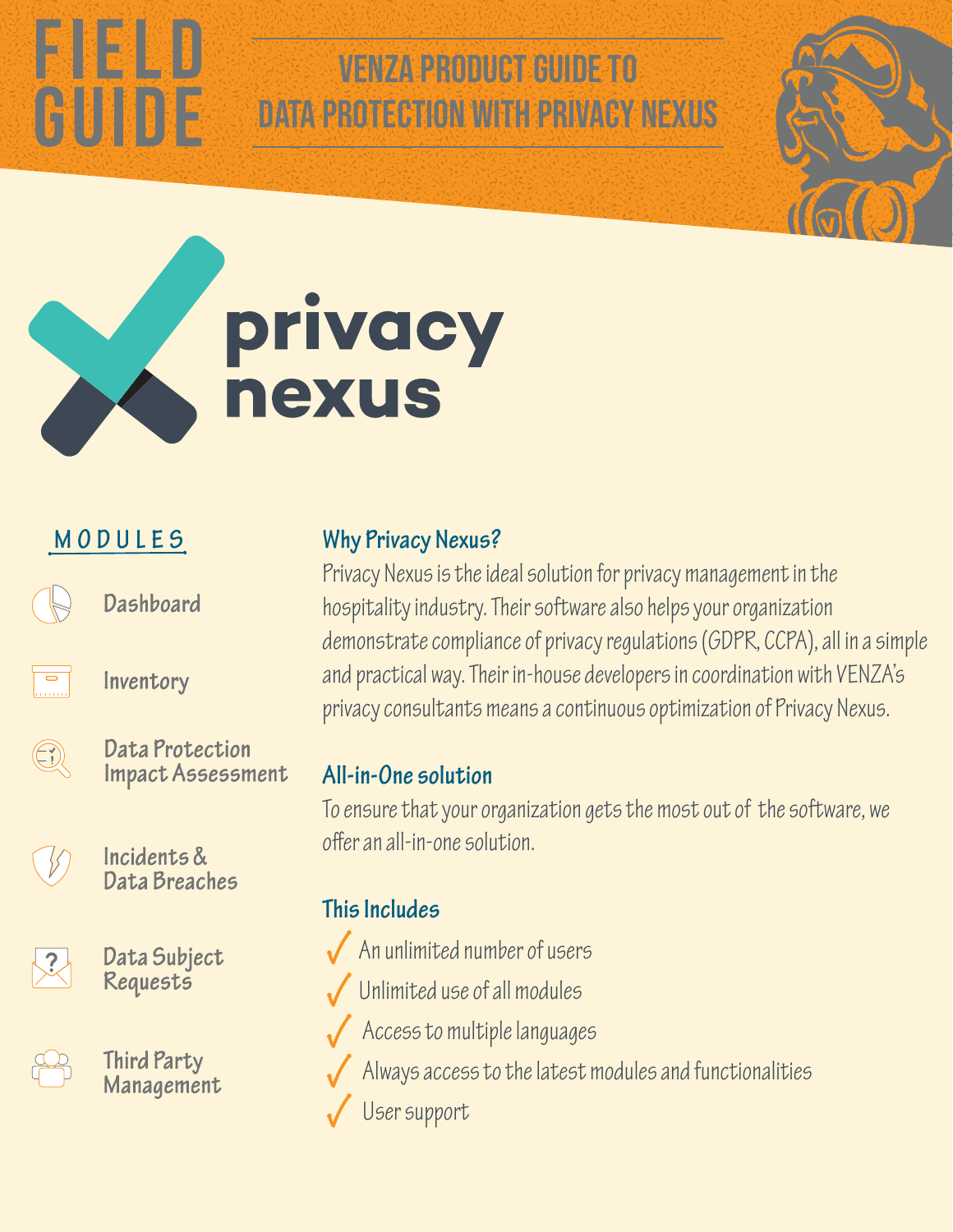# FIELD GUIDE

## VENZA PRODUCT GUIDE TO DATA PROTECTION WITH PRIVACY NEXUS

privacy nexus

### MODULES

- Dashboard
- Inventory
- Data Protection Impact Assessment
- Incidents & Data Breaches
- Data Subject Requests
- Third Party Management

### Why Privacy Nexus?

Privacy Nexus is the ideal solution for privacy management in the hospitality industry. Their software also helps your organization demonstrate compliance of privacy regulations (GDPR, CCPA), all in a simple and practical way. Their in-house developers in coordination with VENZA's privacy consultants means a continuous optimization of Privacy Nexus.

### All-in-One solution

To ensure that your organization gets the most out of the software, we offer an all-in-one solution.

### This Includes

- ✓ An unlimited number of users
- ✓ Unlimited use of all modules
- ✓ Access to multiple languages
- ✓ Always access to the latest modules and functionalities
- ✓ User support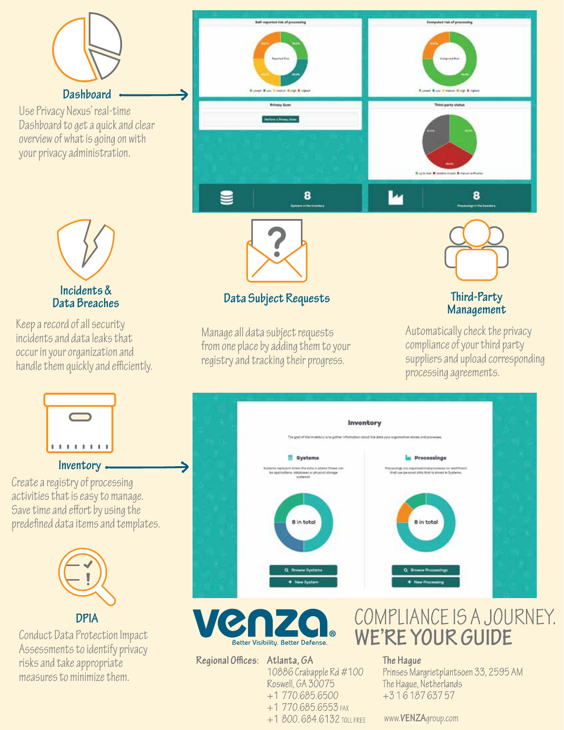## Dashboard

Use Privacy Nexus' real-time Dashboard to get a quick and clear overview of what is going on with your privacy administration.

## Incidents & Data Breaches

Keep a record of all security incidents and data leaks that occur in your organization and handle them quickly and efficiently.

## Data Subject Requests

Manage all data subject requests from one place by adding them to your registry and tracking their progress.

## Third-Party Management

Automatically check the privacy compliance of your third party suppliers and upload corresponding processing agreements.

## Inventory

Create a registry of processing activities that is easy to manage. Save time and effort by using the predefined data items and templates.

## DPIA

Conduct Data Protection Impact Assessments to identify privacy risks and take appropriate measures to minimize them.

**venza®**
Better Visibility. Better Defense.

COMPLIANCE IS A JOURNEY.
**WE'RE YOUR GUIDE**

**Regional Offices:**

**Atlanta, GA**
10886 Crabapple Rd #100
Roswell, GA 30075
+1 770.685.6500
+1 770.685.6553 FAX
+1 800.684.6132 TOLL FREE

**The Hague**
Prinses Margrietplantsoen 33, 2595 AM
The Hague, Netherlands
+31 6 187 637 57

www.VENZAgroup.com